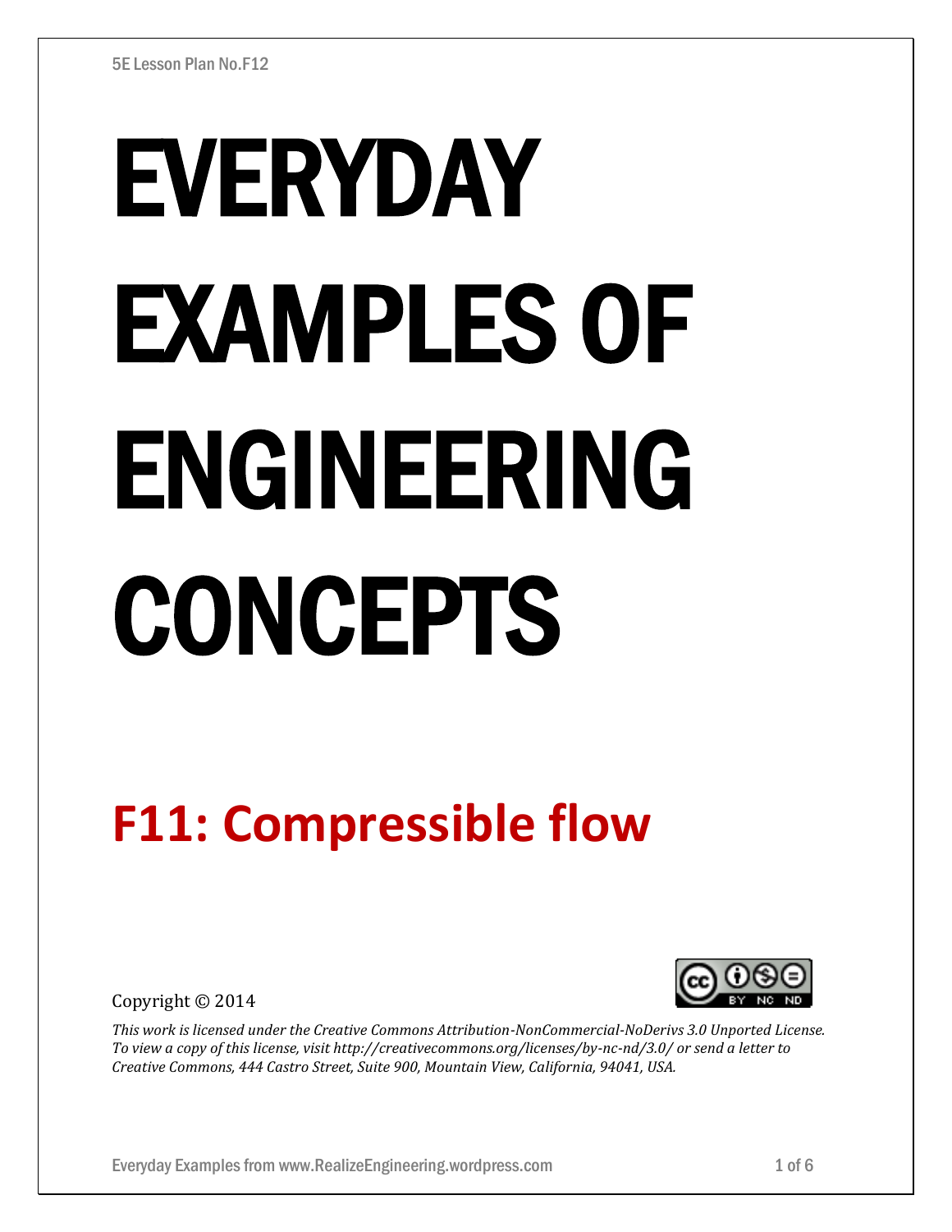5E Lesson Plan No.F12

# EVERYDAY EXAMPLES OF ENGINEERING CONCEPTS

## F11: Compressible flow

Copyright © 2014

*This work is licensed under the Creative Commons Attribution-NonCommercial-NoDerivs 3.0 Unported License. To view a copy of this license, visit http://creativecommons.org/licenses/by-nc-nd/3.0/ or send a letter to Creative Commons, 444 Castro Street, Suite 900, Mountain View, California, 94041, USA.*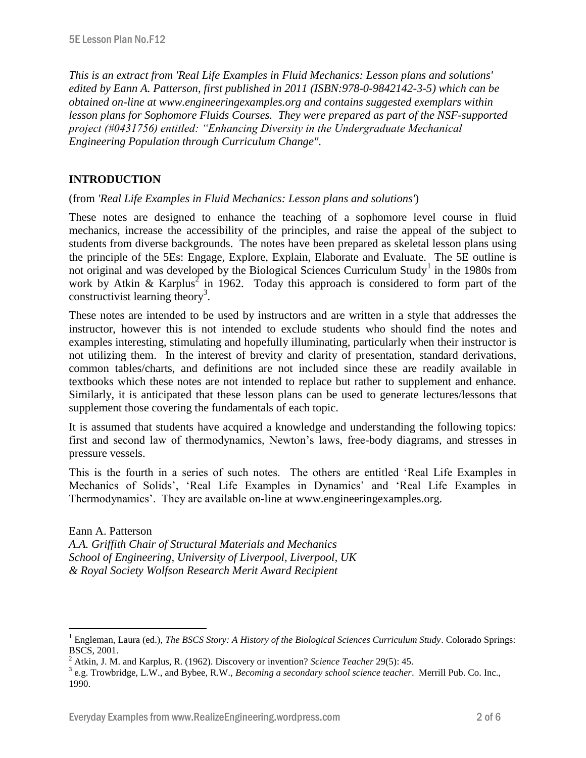*This is an extract from 'Real Life Examples in Fluid Mechanics: Lesson plans and solutions' edited by Eann A. Patterson, first published in 2011 (ISBN:978-0-9842142-3-5) which can be obtained on-line at www.engineeringexamples.org and contains suggested exemplars within lesson plans for Sophomore Fluids Courses. They were prepared as part of the NSF-supported project (#0431756) entitled: "Enhancing Diversity in the Undergraduate Mechanical Engineering Population through Curriculum Change".*

## INTRODUCTION

(from *'Real Life Examples in Fluid Mechanics: Lesson plans and solutions'*)

These notes are designed to enhance the teaching of a sophomore level course in fluid mechanics, increase the accessibility of the principles, and raise the appeal of the subject to students from diverse backgrounds. The notes have been prepared as skeletal lesson plans using the principle of the 5Es: Engage, Explore, Explain, Elaborate and Evaluate. The 5E outline is not original and was developed by the Biological Sciences Curriculum Study[1] in the 1980s from work by Atkin & Karplus[2] in 1962. Today this approach is considered to form part of the constructivist learning theory[3].

These notes are intended to be used by instructors and are written in a style that addresses the instructor, however this is not intended to exclude students who should find the notes and examples interesting, stimulating and hopefully illuminating, particularly when their instructor is not utilizing them. In the interest of brevity and clarity of presentation, standard derivations, common tables/charts, and definitions are not included since these are readily available in textbooks which these notes are not intended to replace but rather to supplement and enhance. Similarly, it is anticipated that these lesson plans can be used to generate lectures/lessons that supplement those covering the fundamentals of each topic.

It is assumed that students have acquired a knowledge and understanding the following topics: first and second law of thermodynamics, Newton's laws, free-body diagrams, and stresses in pressure vessels.

This is the fourth in a series of such notes. The others are entitled 'Real Life Examples in Mechanics of Solids', 'Real Life Examples in Dynamics' and 'Real Life Examples in Thermodynamics'. They are available on-line at www.engineeringexamples.org.

Eann A. Patterson
*A.A. Griffith Chair of Structural Materials and Mechanics*
*School of Engineering, University of Liverpool, Liverpool, UK*
*& Royal Society Wolfson Research Merit Award Recipient*

---

[1] Engleman, Laura (ed.), *The BSCS Story: A History of the Biological Sciences Curriculum Study*. Colorado Springs: BSCS, 2001.

[2] Atkin, J. M. and Karplus, R. (1962). Discovery or invention? *Science Teacher* 29(5): 45.

[3] e.g. Trowbridge, L.W., and Bybee, R.W., *Becoming a secondary school science teacher*. Merrill Pub. Co. Inc., 1990.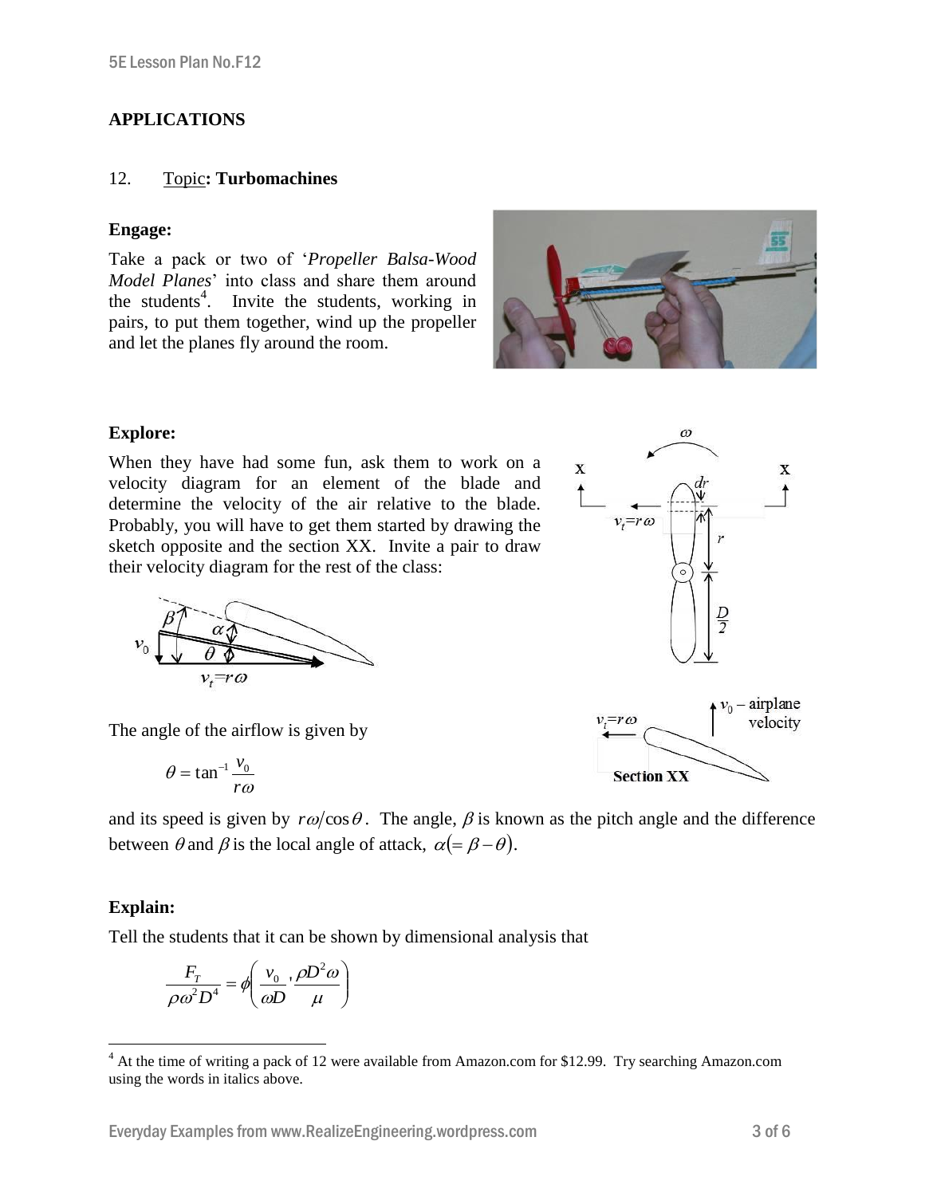## APPLICATIONS

### 12. Topic: Turbomachines

**Engage:**

Take a pack or two of '*Propeller Balsa-Wood Model Planes*' into class and share them around the students[4]. Invite the students, working in pairs, to put them together, wind up the propeller and let the planes fly around the room.

**Explore:**

When they have had some fun, ask them to work on a velocity diagram for an element of the blade and determine the velocity of the air relative to the blade. Probably, you will have to get them started by drawing the sketch opposite and the section XX. Invite a pair to draw their velocity diagram for the rest of the class:

The angle of the airflow is given by

$$\theta = \tan^{-1}\frac{v_0}{r\omega}$$

and its speed is given by $r\omega/\cos\theta$. The angle, $\beta$ is known as the pitch angle and the difference between $\theta$ and $\beta$ is the local angle of attack, $\alpha(= \beta - \theta)$.

**Explain:**

Tell the students that it can be shown by dimensional analysis that

$$\frac{F_T}{\rho\omega^2 D^4} = \phi\left(\frac{v_0}{\omega D}, \frac{\rho D^2 \omega}{\mu}\right)$$

[4] At the time of writing a pack of 12 were available from Amazon.com for $12.99. Try searching Amazon.com using the words in italics above.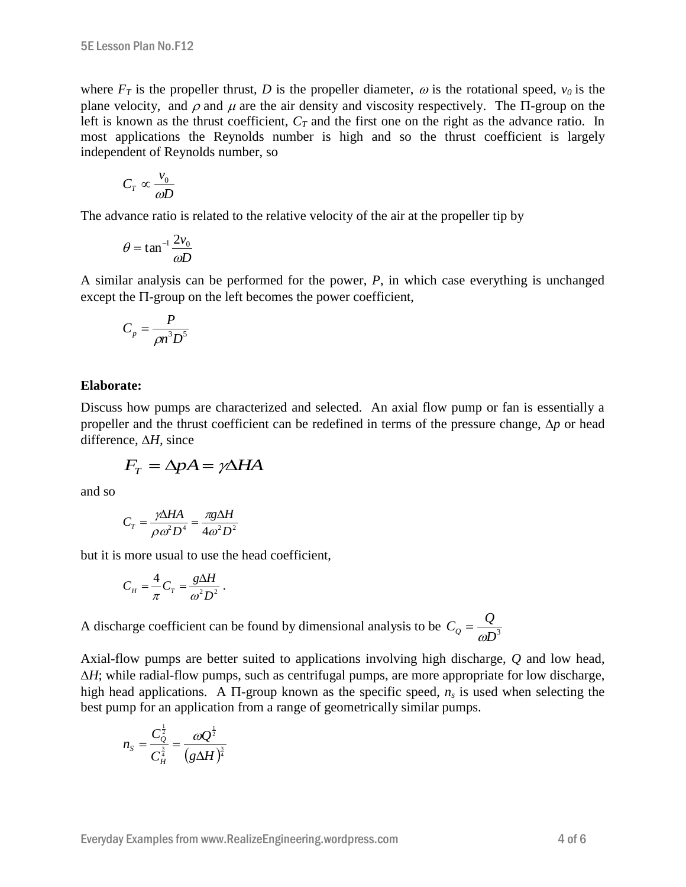where $F_T$ is the propeller thrust, $D$ is the propeller diameter, $\omega$ is the rotational speed, $v_0$ is the plane velocity, and $\rho$ and $\mu$ are the air density and viscosity respectively. The Π-group on the left is known as the thrust coefficient, $C_T$ and the first one on the right as the advance ratio. In most applications the Reynolds number is high and so the thrust coefficient is largely independent of Reynolds number, so

$$C_T \propto \frac{v_0}{\omega D}$$

The advance ratio is related to the relative velocity of the air at the propeller tip by

$$\theta = \tan^{-1}\frac{2v_0}{\omega D}$$

A similar analysis can be performed for the power, $P$, in which case everything is unchanged except the Π-group on the left becomes the power coefficient,

$$C_p = \frac{P}{\rho n^3 D^5}$$

**Elaborate:**

Discuss how pumps are characterized and selected. An axial flow pump or fan is essentially a propeller and the thrust coefficient can be redefined in terms of the pressure change, $\Delta p$ or head difference, $\Delta H$, since

$$F_T = \Delta p A = \gamma \Delta H A$$

and so

$$C_T = \frac{\gamma \Delta H A}{\rho \omega^2 D^4} = \frac{\pi g \Delta H}{4\omega^2 D^2}$$

but it is more usual to use the head coefficient,

$$C_H = \frac{4}{\pi}C_T = \frac{g\Delta H}{\omega^2 D^2}\,.$$

A discharge coefficient can be found by dimensional analysis to be $C_Q = \dfrac{Q}{\omega D^3}$

Axial-flow pumps are better suited to applications involving high discharge, $Q$ and low head, $\Delta H$; while radial-flow pumps, such as centrifugal pumps, are more appropriate for low discharge, high head applications. A Π-group known as the specific speed, $n_s$ is used when selecting the best pump for an application from a range of geometrically similar pumps.

$$n_S = \frac{C_Q^{\frac{1}{2}}}{C_H^{\frac{3}{4}}} = \frac{\omega Q^{\frac{1}{2}}}{\left(g\Delta H\right)^{\frac{3}{4}}}$$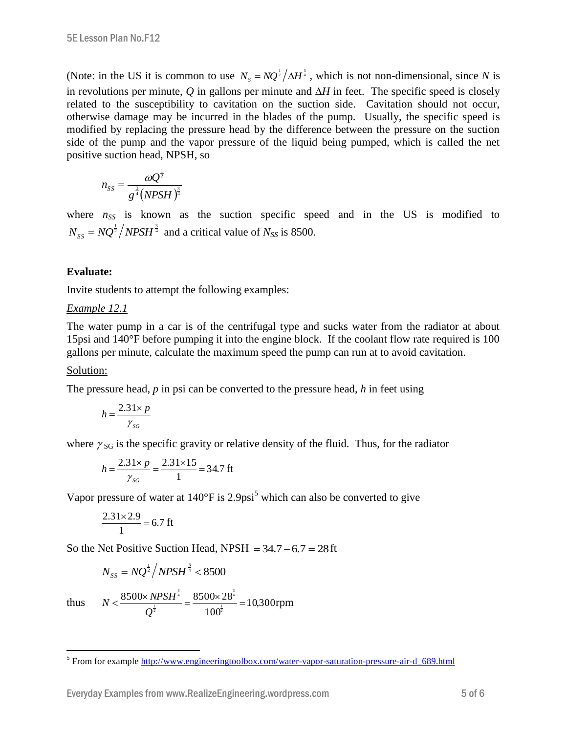(Note: in the US it is common to use $N_s = NQ^{\frac{1}{2}} / \Delta H^{\frac{3}{4}}$, which is not non-dimensional, since $N$ is in revolutions per minute, $Q$ in gallons per minute and $\Delta H$ in feet. The specific speed is closely related to the susceptibility to cavitation on the suction side. Cavitation should not occur, otherwise damage may be incurred in the blades of the pump. Usually, the specific speed is modified by replacing the pressure head by the difference between the pressure on the suction side of the pump and the vapor pressure of the liquid being pumped, which is called the net positive suction head, NPSH, so

$$n_{SS} = \frac{\omega Q^{\frac{1}{2}}}{g^{\frac{3}{4}}(NPSH)^{\frac{3}{4}}}$$

where $n_{SS}$ is known as the suction specific speed and in the US is modified to $N_{SS} = NQ^{\frac{1}{2}} / NPSH^{\frac{3}{4}}$ and a critical value of $N_{SS}$ is 8500.

**Evaluate:**

Invite students to attempt the following examples:

*Example 12.1*

The water pump in a car is of the centrifugal type and sucks water from the radiator at about 15psi and 140°F before pumping it into the engine block. If the coolant flow rate required is 100 gallons per minute, calculate the maximum speed the pump can run at to avoid cavitation.

Solution:

The pressure head, $p$ in psi can be converted to the pressure head, $h$ in feet using

$$h = \frac{2.31 \times p}{\gamma_{SG}}$$

where $\gamma_{SG}$ is the specific gravity or relative density of the fluid. Thus, for the radiator

$$h = \frac{2.31 \times p}{\gamma_{SG}} = \frac{2.31 \times 15}{1} = 34.7 \text{ ft}$$

Vapor pressure of water at 140°F is 2.9psi[5] which can also be converted to give

$$\frac{2.31 \times 2.9}{1} = 6.7 \text{ ft}$$

So the Net Positive Suction Head, NPSH $= 34.7 - 6.7 = 28 \text{ ft}$

$$N_{SS} = NQ^{\frac{1}{2}} / NPSH^{\frac{3}{4}} < 8500$$

thus
$$N < \frac{8500 \times NPSH^{\frac{3}{4}}}{Q^{\frac{1}{2}}} = \frac{8500 \times 28^{\frac{3}{4}}}{100^{\frac{1}{2}}} = 10{,}300 \text{rpm}$$

[5] From for example http://www.engineeringtoolbox.com/water-vapor-saturation-pressure-air-d_689.html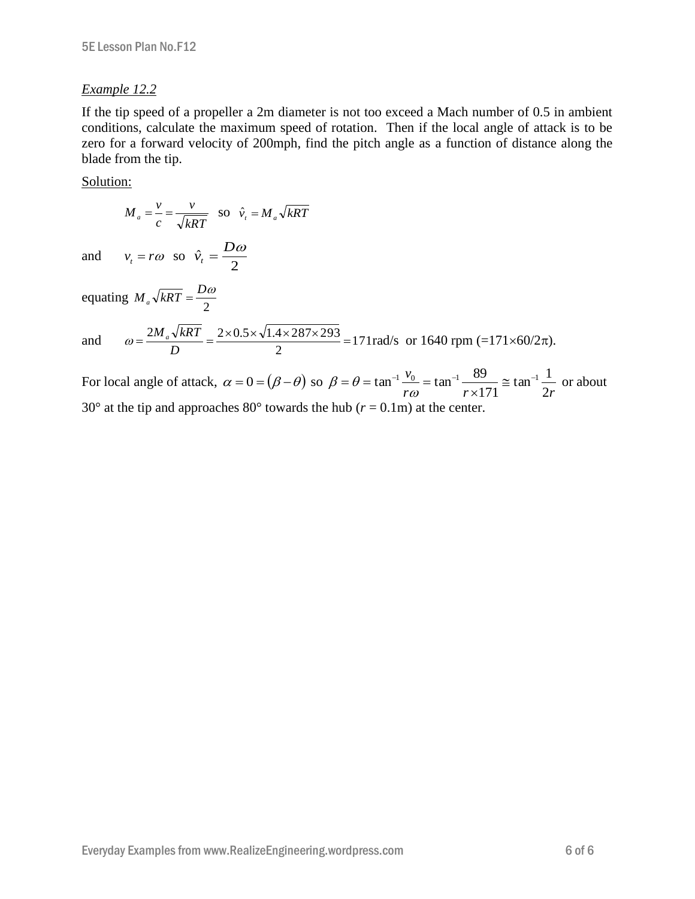*Example 12.2*

If the tip speed of a propeller a 2m diameter is not too exceed a Mach number of 0.5 in ambient conditions, calculate the maximum speed of rotation. Then if the local angle of attack is to be zero for a forward velocity of 200mph, find the pitch angle as a function of distance along the blade from the tip.

Solution:

$$M_a = \frac{v}{c} = \frac{v}{\sqrt{kRT}} \quad \text{so} \quad \hat{v}_t = M_a \sqrt{kRT}$$

and $\quad v_t = r\omega \quad \text{so} \quad \hat{v}_t = \dfrac{D\omega}{2}$

equating $M_a \sqrt{kRT} = \dfrac{D\omega}{2}$

and $\quad \omega = \dfrac{2M_a \sqrt{kRT}}{D} = \dfrac{2 \times 0.5 \times \sqrt{1.4 \times 287 \times 293}}{2} = 171\text{rad/s}$ or 1640 rpm ($=171 \times 60/2\pi$).

For local angle of attack, $\alpha = 0 = (\beta - \theta)$ so $\beta = \theta = \tan^{-1} \dfrac{v_0}{r\omega} = \tan^{-1} \dfrac{89}{r \times 171} \cong \tan^{-1} \dfrac{1}{2r}$ or about 30° at the tip and approaches 80° towards the hub ($r = 0.1$m) at the center.